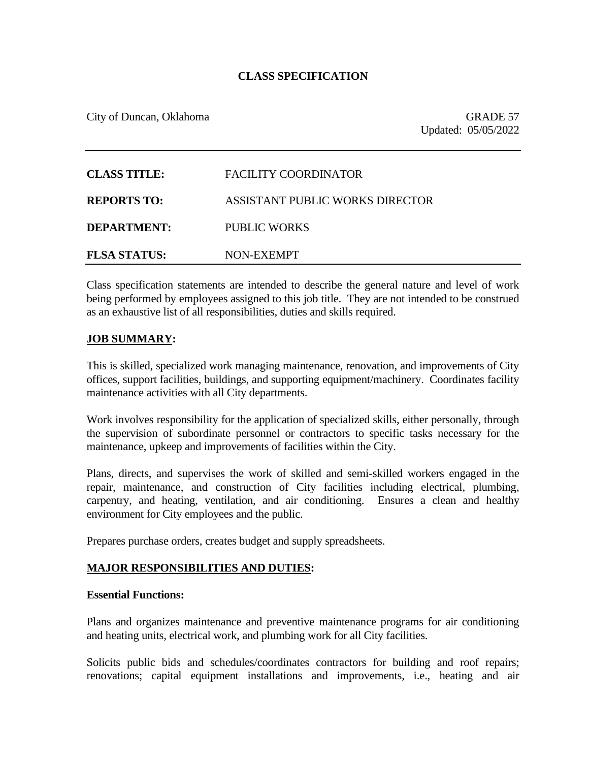# CLASS SPECIFICATION

City of Duncan, Oklahoma

GRADE 57
Updated: 05/05/2022

| | |
|---|---|
| **CLASS TITLE:** | FACILITY COORDINATOR |
| **REPORTS TO:** | ASSISTANT PUBLIC WORKS DIRECTOR |
| **DEPARTMENT:** | PUBLIC WORKS |
| **FLSA STATUS:** | NON-EXEMPT |

Class specification statements are intended to describe the general nature and level of work being performed by employees assigned to this job title. They are not intended to be construed as an exhaustive list of all responsibilities, duties and skills required.

## JOB SUMMARY:

This is skilled, specialized work managing maintenance, renovation, and improvements of City offices, support facilities, buildings, and supporting equipment/machinery. Coordinates facility maintenance activities with all City departments.

Work involves responsibility for the application of specialized skills, either personally, through the supervision of subordinate personnel or contractors to specific tasks necessary for the maintenance, upkeep and improvements of facilities within the City.

Plans, directs, and supervises the work of skilled and semi-skilled workers engaged in the repair, maintenance, and construction of City facilities including electrical, plumbing, carpentry, and heating, ventilation, and air conditioning. Ensures a clean and healthy environment for City employees and the public.

Prepares purchase orders, creates budget and supply spreadsheets.

## MAJOR RESPONSIBILITIES AND DUTIES:

### Essential Functions:

Plans and organizes maintenance and preventive maintenance programs for air conditioning and heating units, electrical work, and plumbing work for all City facilities.

Solicits public bids and schedules/coordinates contractors for building and roof repairs; renovations; capital equipment installations and improvements, i.e., heating and air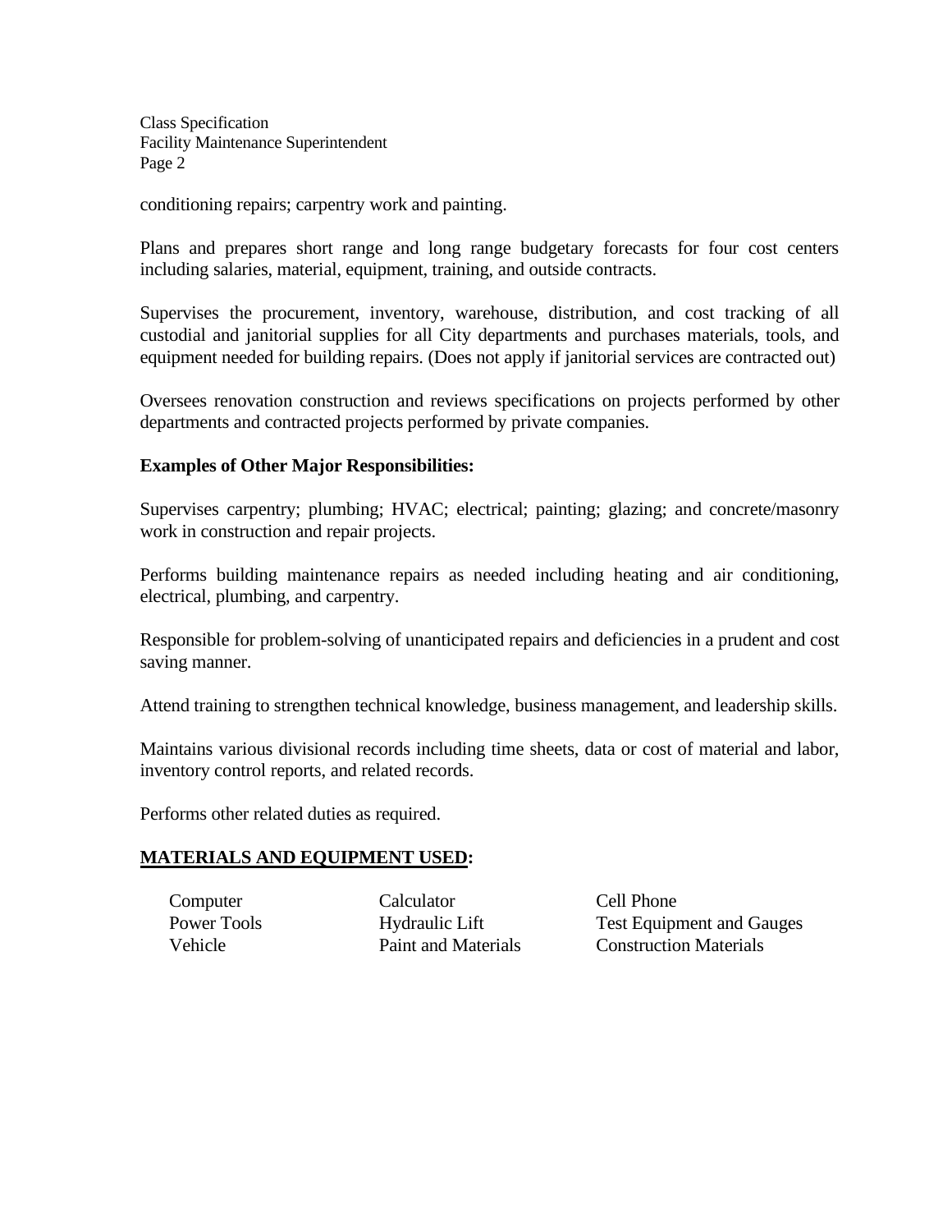conditioning repairs; carpentry work and painting.

Plans and prepares short range and long range budgetary forecasts for four cost centers including salaries, material, equipment, training, and outside contracts.

Supervises the procurement, inventory, warehouse, distribution, and cost tracking of all custodial and janitorial supplies for all City departments and purchases materials, tools, and equipment needed for building repairs. (Does not apply if janitorial services are contracted out)

Oversees renovation construction and reviews specifications on projects performed by other departments and contracted projects performed by private companies.

**Examples of Other Major Responsibilities:**

Supervises carpentry; plumbing; HVAC; electrical; painting; glazing; and concrete/masonry work in construction and repair projects.

Performs building maintenance repairs as needed including heating and air conditioning, electrical, plumbing, and carpentry.

Responsible for problem-solving of unanticipated repairs and deficiencies in a prudent and cost saving manner.

Attend training to strengthen technical knowledge, business management, and leadership skills.

Maintains various divisional records including time sheets, data or cost of material and labor, inventory control reports, and related records.

Performs other related duties as required.

**MATERIALS AND EQUIPMENT USED:**

| | | |
|---|---|---|
| Computer | Calculator | Cell Phone |
| Power Tools | Hydraulic Lift | Test Equipment and Gauges |
| Vehicle | Paint and Materials | Construction Materials |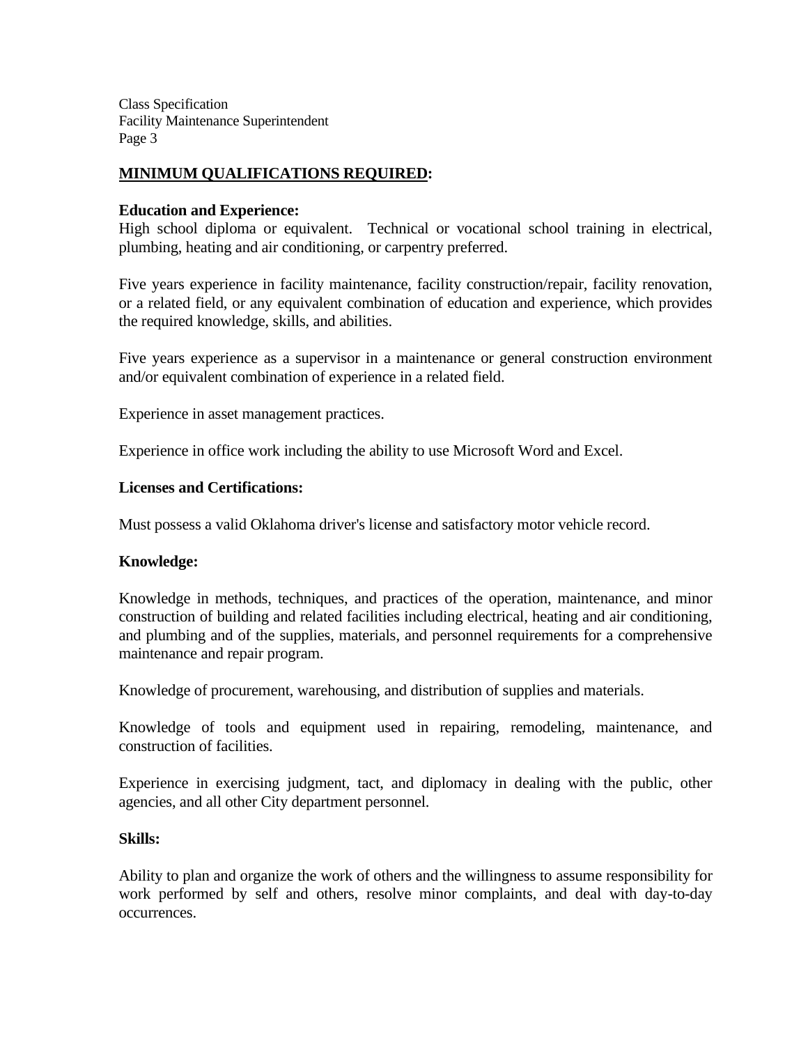## MINIMUM QUALIFICATIONS REQUIRED:

**Education and Experience:**
High school diploma or equivalent. Technical or vocational school training in electrical, plumbing, heating and air conditioning, or carpentry preferred.

Five years experience in facility maintenance, facility construction/repair, facility renovation, or a related field, or any equivalent combination of education and experience, which provides the required knowledge, skills, and abilities.

Five years experience as a supervisor in a maintenance or general construction environment and/or equivalent combination of experience in a related field.

Experience in asset management practices.

Experience in office work including the ability to use Microsoft Word and Excel.

**Licenses and Certifications:**

Must possess a valid Oklahoma driver's license and satisfactory motor vehicle record.

**Knowledge:**

Knowledge in methods, techniques, and practices of the operation, maintenance, and minor construction of building and related facilities including electrical, heating and air conditioning, and plumbing and of the supplies, materials, and personnel requirements for a comprehensive maintenance and repair program.

Knowledge of procurement, warehousing, and distribution of supplies and materials.

Knowledge of tools and equipment used in repairing, remodeling, maintenance, and construction of facilities.

Experience in exercising judgment, tact, and diplomacy in dealing with the public, other agencies, and all other City department personnel.

**Skills:**

Ability to plan and organize the work of others and the willingness to assume responsibility for work performed by self and others, resolve minor complaints, and deal with day-to-day occurrences.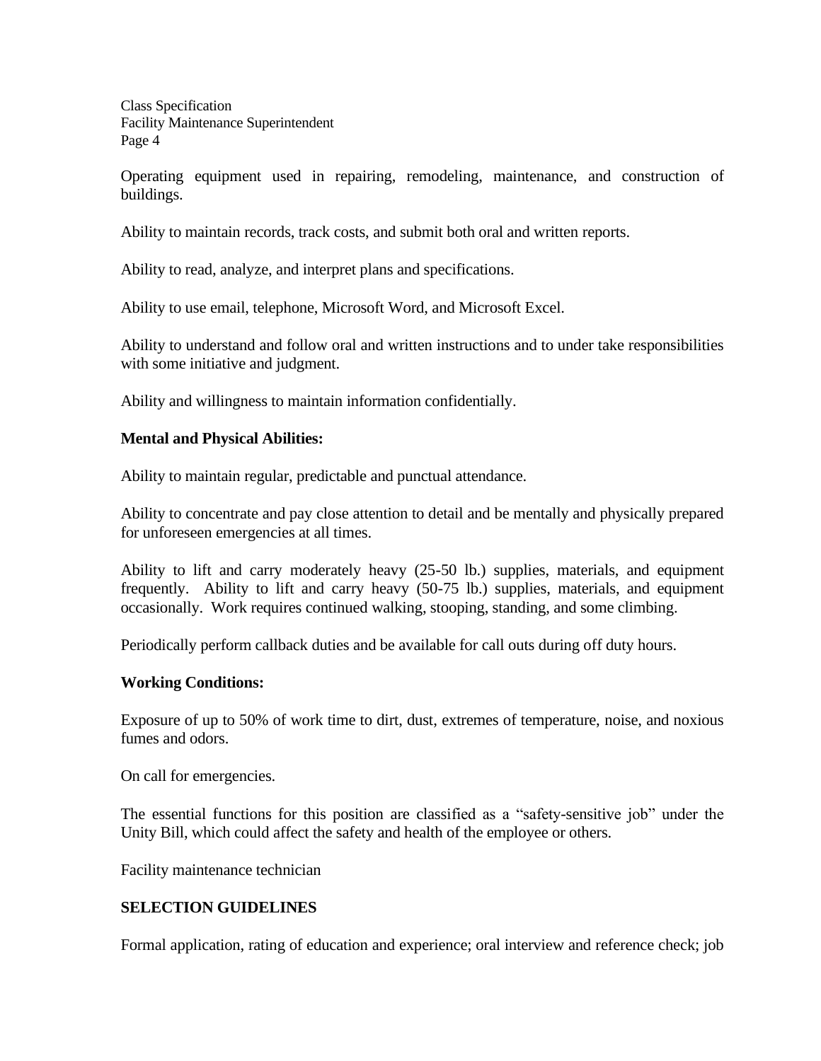Operating equipment used in repairing, remodeling, maintenance, and construction of buildings.

Ability to maintain records, track costs, and submit both oral and written reports.

Ability to read, analyze, and interpret plans and specifications.

Ability to use email, telephone, Microsoft Word, and Microsoft Excel.

Ability to understand and follow oral and written instructions and to under take responsibilities with some initiative and judgment.

Ability and willingness to maintain information confidentially.

**Mental and Physical Abilities:**

Ability to maintain regular, predictable and punctual attendance.

Ability to concentrate and pay close attention to detail and be mentally and physically prepared for unforeseen emergencies at all times.

Ability to lift and carry moderately heavy (25-50 lb.) supplies, materials, and equipment frequently. Ability to lift and carry heavy (50-75 lb.) supplies, materials, and equipment occasionally. Work requires continued walking, stooping, standing, and some climbing.

Periodically perform callback duties and be available for call outs during off duty hours.

**Working Conditions:**

Exposure of up to 50% of work time to dirt, dust, extremes of temperature, noise, and noxious fumes and odors.

On call for emergencies.

The essential functions for this position are classified as a "safety-sensitive job" under the Unity Bill, which could affect the safety and health of the employee or others.

Facility maintenance technician

**SELECTION GUIDELINES**

Formal application, rating of education and experience; oral interview and reference check; job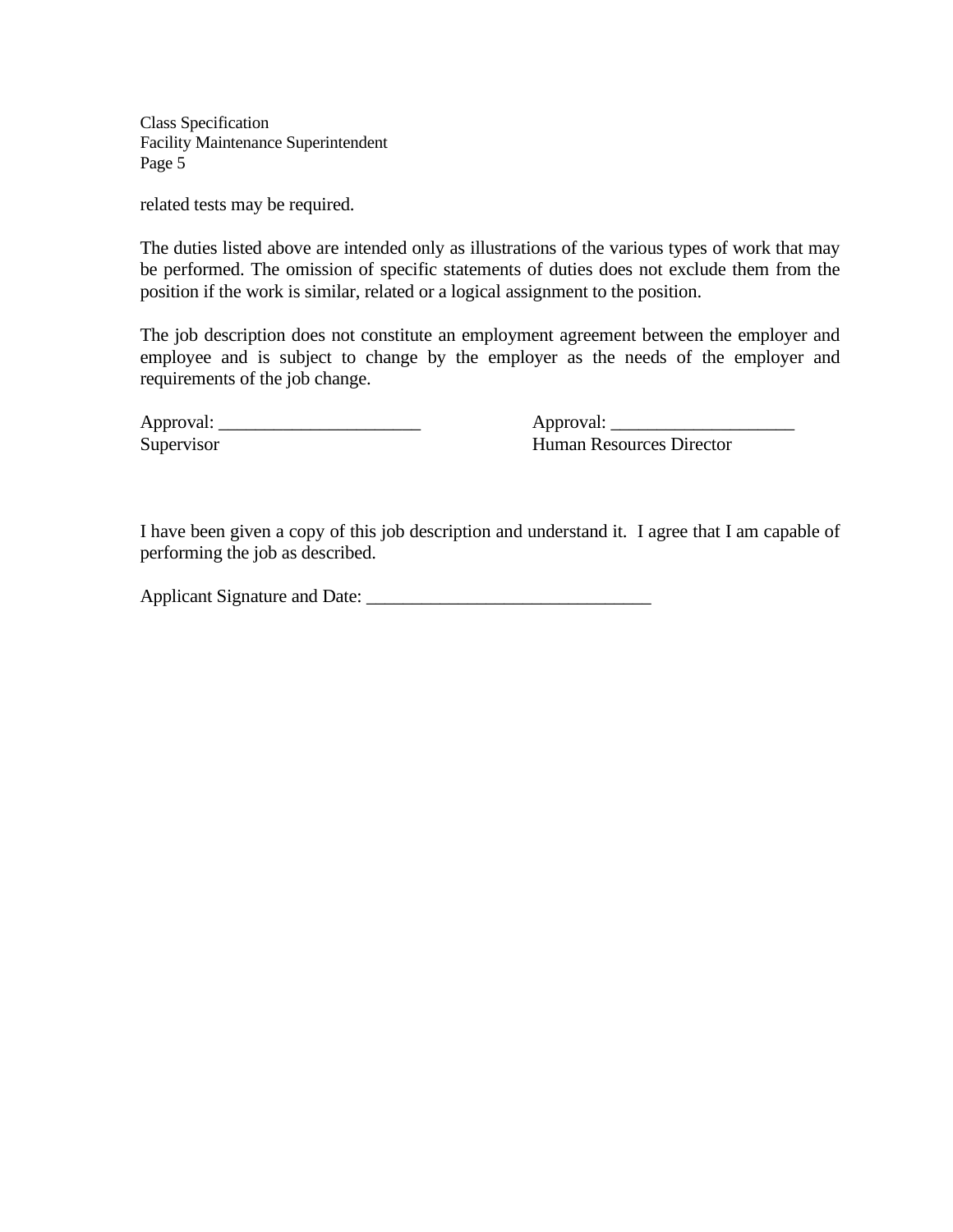related tests may be required.

The duties listed above are intended only as illustrations of the various types of work that may be performed. The omission of specific statements of duties does not exclude them from the position if the work is similar, related or a logical assignment to the position.

The job description does not constitute an employment agreement between the employer and employee and is subject to change by the employer as the needs of the employer and requirements of the job change.

Approval: ______________________
Supervisor

Approval: ____________________
Human Resources Director

I have been given a copy of this job description and understand it. I agree that I am capable of performing the job as described.

Applicant Signature and Date: _______________________________